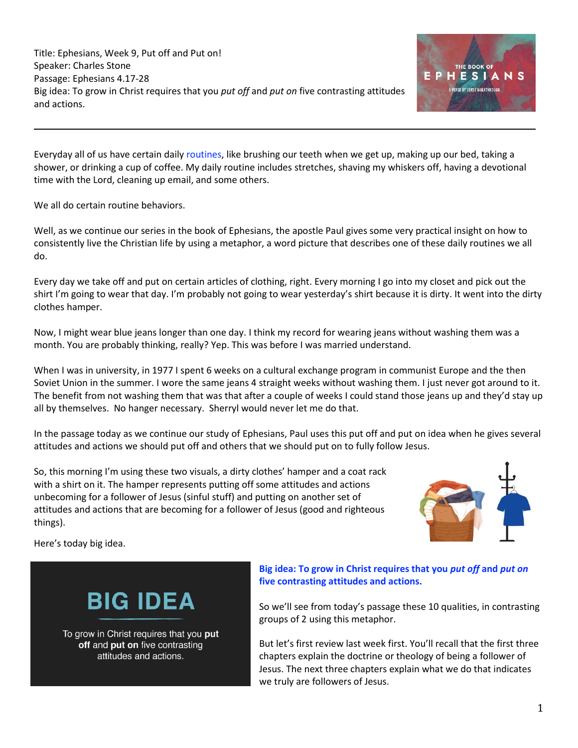Title: Ephesians, Week 9, Put off and Put on!
Speaker: Charles Stone
Passage: Ephesians 4.17-28
Big idea: To grow in Christ requires that you *put off* and *put on* five contrasting attitudes and actions.

---

Everyday all of us have certain daily routines, like brushing our teeth when we get up, making up our bed, taking a shower, or drinking a cup of coffee. My daily routine includes stretches, shaving my whiskers off, having a devotional time with the Lord, cleaning up email, and some others.

We all do certain routine behaviors.

Well, as we continue our series in the book of Ephesians, the apostle Paul gives some very practical insight on how to consistently live the Christian life by using a metaphor, a word picture that describes one of these daily routines we all do.

Every day we take off and put on certain articles of clothing, right. Every morning I go into my closet and pick out the shirt I'm going to wear that day. I'm probably not going to wear yesterday's shirt because it is dirty. It went into the dirty clothes hamper.

Now, I might wear blue jeans longer than one day. I think my record for wearing jeans without washing them was a month. You are probably thinking, really? Yep. This was before I was married understand.

When I was in university, in 1977 I spent 6 weeks on a cultural exchange program in communist Europe and the then Soviet Union in the summer. I wore the same jeans 4 straight weeks without washing them. I just never got around to it. The benefit from not washing them that was that after a couple of weeks I could stand those jeans up and they'd stay up all by themselves. No hanger necessary. Sherryl would never let me do that.

In the passage today as we continue our study of Ephesians, Paul uses this put off and put on idea when he gives several attitudes and actions we should put off and others that we should put on to fully follow Jesus.

So, this morning I'm using these two visuals, a dirty clothes' hamper and a coat rack with a shirt on it. The hamper represents putting off some attitudes and actions unbecoming for a follower of Jesus (sinful stuff) and putting on another set of attitudes and actions that are becoming for a follower of Jesus (good and righteous things).

Here's today big idea.

**BIG IDEA**

To grow in Christ requires that you **put off** and **put on** five contrasting attitudes and actions.

**Big idea: To grow in Christ requires that you *put off* and *put on* five contrasting attitudes and actions.**

So we'll see from today's passage these 10 qualities, in contrasting groups of 2 using this metaphor.

But let's first review last week first. You'll recall that the first three chapters explain the doctrine or theology of being a follower of Jesus. The next three chapters explain what we do that indicates we truly are followers of Jesus.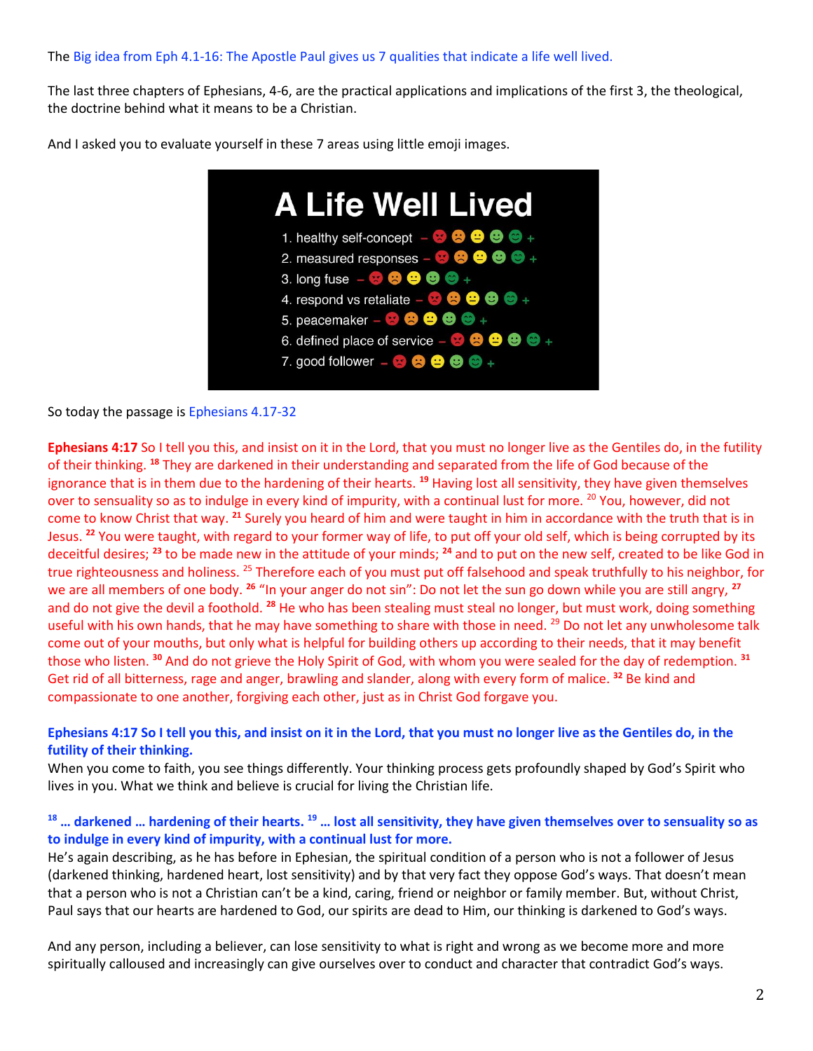The Big idea from Eph 4.1-16: The Apostle Paul gives us 7 qualities that indicate a life well lived.

The last three chapters of Ephesians, 4-6, are the practical applications and implications of the first 3, the theological, the doctrine behind what it means to be a Christian.

And I asked you to evaluate yourself in these 7 areas using little emoji images.

**A Life Well Lived**

1. healthy self-concept – 😡 ☹️ 😐 🙂 😊 +
2. measured responses – 😡 ☹️ 😐 🙂 😊 +
3. long fuse – 😡 ☹️ 😐 🙂 😊 +
4. respond vs retaliate – 😡 ☹️ 😐 🙂 😊 +
5. peacemaker – 😡 ☹️ 😐 🙂 😊 +
6. defined place of service – 😡 ☹️ 😐 🙂 😊 +
7. good follower – 😡 ☹️ 😐 🙂 😊 +

So today the passage is Ephesians 4.17-32

**Ephesians 4:17** So I tell you this, and insist on it in the Lord, that you must no longer live as the Gentiles do, in the futility of their thinking. [18] They are darkened in their understanding and separated from the life of God because of the ignorance that is in them due to the hardening of their hearts. [19] Having lost all sensitivity, they have given themselves over to sensuality so as to indulge in every kind of impurity, with a continual lust for more. [20] You, however, did not come to know Christ that way. [21] Surely you heard of him and were taught in him in accordance with the truth that is in Jesus. [22] You were taught, with regard to your former way of life, to put off your old self, which is being corrupted by its deceitful desires; [23] to be made new in the attitude of your minds; [24] and to put on the new self, created to be like God in true righteousness and holiness. [25] Therefore each of you must put off falsehood and speak truthfully to his neighbor, for we are all members of one body. [26] "In your anger do not sin": Do not let the sun go down while you are still angry, [27] and do not give the devil a foothold. [28] He who has been stealing must steal no longer, but must work, doing something useful with his own hands, that he may have something to share with those in need. [29] Do not let any unwholesome talk come out of your mouths, but only what is helpful for building others up according to their needs, that it may benefit those who listen. [30] And do not grieve the Holy Spirit of God, with whom you were sealed for the day of redemption. [31] Get rid of all bitterness, rage and anger, brawling and slander, along with every form of malice. [32] Be kind and compassionate to one another, forgiving each other, just as in Christ God forgave you.

**Ephesians 4:17 So I tell you this, and insist on it in the Lord, that you must no longer live as the Gentiles do, in the futility of their thinking.**

When you come to faith, you see things differently. Your thinking process gets profoundly shaped by God's Spirit who lives in you. What we think and believe is crucial for living the Christian life.

**[18] … darkened … hardening of their hearts. [19] … lost all sensitivity, they have given themselves over to sensuality so as to indulge in every kind of impurity, with a continual lust for more.**

He's again describing, as he has before in Ephesian, the spiritual condition of a person who is not a follower of Jesus (darkened thinking, hardened heart, lost sensitivity) and by that very fact they oppose God's ways. That doesn't mean that a person who is not a Christian can't be a kind, caring, friend or neighbor or family member. But, without Christ, Paul says that our hearts are hardened to God, our spirits are dead to Him, our thinking is darkened to God's ways.

And any person, including a believer, can lose sensitivity to what is right and wrong as we become more and more spiritually calloused and increasingly can give ourselves over to conduct and character that contradict God's ways.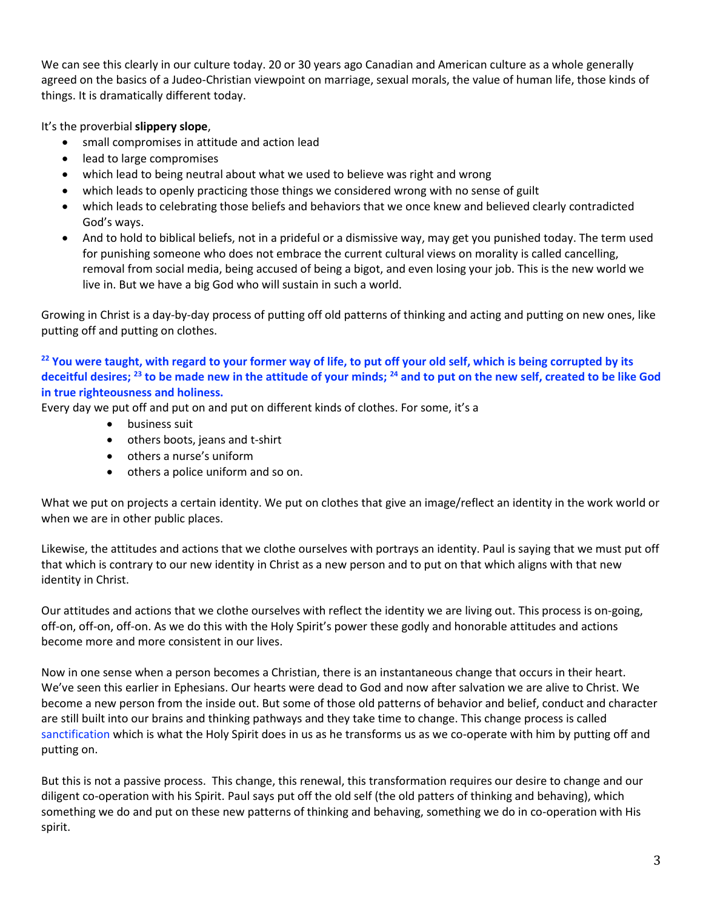We can see this clearly in our culture today. 20 or 30 years ago Canadian and American culture as a whole generally agreed on the basics of a Judeo-Christian viewpoint on marriage, sexual morals, the value of human life, those kinds of things. It is dramatically different today.

It's the proverbial **slippery slope**,

- small compromises in attitude and action lead
- lead to large compromises
- which lead to being neutral about what we used to believe was right and wrong
- which leads to openly practicing those things we considered wrong with no sense of guilt
- which leads to celebrating those beliefs and behaviors that we once knew and believed clearly contradicted God's ways.
- And to hold to biblical beliefs, not in a prideful or a dismissive way, may get you punished today. The term used for punishing someone who does not embrace the current cultural views on morality is called cancelling, removal from social media, being accused of being a bigot, and even losing your job. This is the new world we live in. But we have a big God who will sustain in such a world.

Growing in Christ is a day-by-day process of putting off old patterns of thinking and acting and putting on new ones, like putting off and putting on clothes.

**[22] You were taught, with regard to your former way of life, to put off your old self, which is being corrupted by its deceitful desires; [23] to be made new in the attitude of your minds; [24] and to put on the new self, created to be like God in true righteousness and holiness.**

Every day we put off and put on and put on different kinds of clothes. For some, it's a

- business suit
- others boots, jeans and t-shirt
- others a nurse's uniform
- others a police uniform and so on.

What we put on projects a certain identity. We put on clothes that give an image/reflect an identity in the work world or when we are in other public places.

Likewise, the attitudes and actions that we clothe ourselves with portrays an identity. Paul is saying that we must put off that which is contrary to our new identity in Christ as a new person and to put on that which aligns with that new identity in Christ.

Our attitudes and actions that we clothe ourselves with reflect the identity we are living out. This process is on-going, off-on, off-on, off-on. As we do this with the Holy Spirit's power these godly and honorable attitudes and actions become more and more consistent in our lives.

Now in one sense when a person becomes a Christian, there is an instantaneous change that occurs in their heart. We've seen this earlier in Ephesians. Our hearts were dead to God and now after salvation we are alive to Christ. We become a new person from the inside out. But some of those old patterns of behavior and belief, conduct and character are still built into our brains and thinking pathways and they take time to change. This change process is called sanctification which is what the Holy Spirit does in us as he transforms us as we co-operate with him by putting off and putting on.

But this is not a passive process. This change, this renewal, this transformation requires our desire to change and our diligent co-operation with his Spirit. Paul says put off the old self (the old patters of thinking and behaving), which something we do and put on these new patterns of thinking and behaving, something we do in co-operation with His spirit.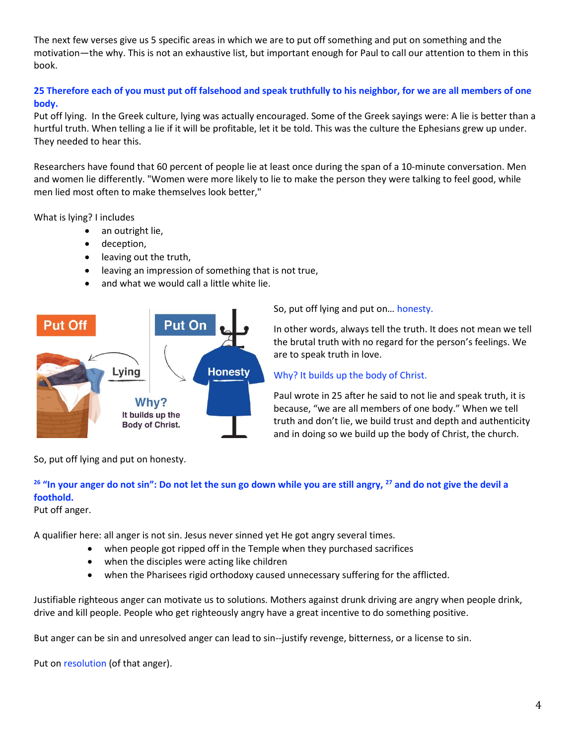The next few verses give us 5 specific areas in which we are to put off something and put on something and the motivation—the why. This is not an exhaustive list, but important enough for Paul to call our attention to them in this book.

**25 Therefore each of you must put off falsehood and speak truthfully to his neighbor, for we are all members of one body.**

Put off lying. In the Greek culture, lying was actually encouraged. Some of the Greek sayings were: A lie is better than a hurtful truth. When telling a lie if it will be profitable, let it be told. This was the culture the Ephesians grew up under. They needed to hear this.

Researchers have found that 60 percent of people lie at least once during the span of a 10-minute conversation. Men and women lie differently. "Women were more likely to lie to make the person they were talking to feel good, while men lied most often to make themselves look better,"

What is lying? I includes

- an outright lie,
- deception,
- leaving out the truth,
- leaving an impression of something that is not true,
- and what we would call a little white lie.

Put Off — Lying | Put On — Honesty | Why? It builds up the Body of Christ.

So, put off lying and put on… honesty.

In other words, always tell the truth. It does not mean we tell the brutal truth with no regard for the person's feelings. We are to speak truth in love.

Why? It builds up the body of Christ.

Paul wrote in 25 after he said to not lie and speak truth, it is because, "we are all members of one body." When we tell truth and don't lie, we build trust and depth and authenticity and in doing so we build up the body of Christ, the church.

So, put off lying and put on honesty.

**[26] "In your anger do not sin": Do not let the sun go down while you are still angry, [27] and do not give the devil a foothold.**

Put off anger.

A qualifier here: all anger is not sin. Jesus never sinned yet He got angry several times.

- when people got ripped off in the Temple when they purchased sacrifices
- when the disciples were acting like children
- when the Pharisees rigid orthodoxy caused unnecessary suffering for the afflicted.

Justifiable righteous anger can motivate us to solutions. Mothers against drunk driving are angry when people drink, drive and kill people. People who get righteously angry have a great incentive to do something positive.

But anger can be sin and unresolved anger can lead to sin--justify revenge, bitterness, or a license to sin.

Put on resolution (of that anger).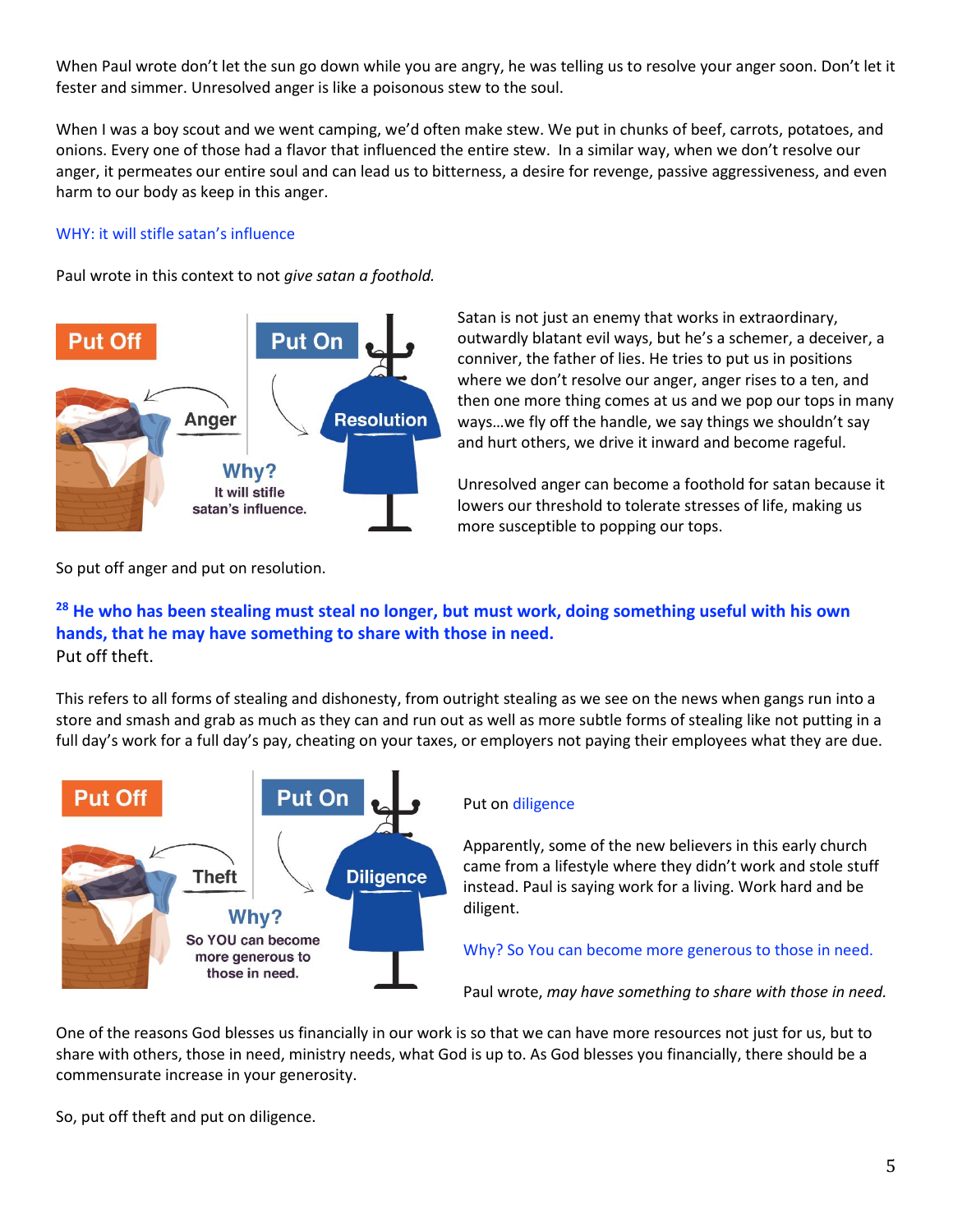When Paul wrote don't let the sun go down while you are angry, he was telling us to resolve your anger soon. Don't let it fester and simmer. Unresolved anger is like a poisonous stew to the soul.

When I was a boy scout and we went camping, we'd often make stew. We put in chunks of beef, carrots, potatoes, and onions. Every one of those had a flavor that influenced the entire stew. In a similar way, when we don't resolve our anger, it permeates our entire soul and can lead us to bitterness, a desire for revenge, passive aggressiveness, and even harm to our body as keep in this anger.

WHY: it will stifle satan's influence

Paul wrote in this context to not *give satan a foothold.*

Put Off | Put On
Anger → Resolution
Why? It will stifle satan's influence.

Satan is not just an enemy that works in extraordinary, outwardly blatant evil ways, but he's a schemer, a deceiver, a conniver, the father of lies. He tries to put us in positions where we don't resolve our anger, anger rises to a ten, and then one more thing comes at us and we pop our tops in many ways…we fly off the handle, we say things we shouldn't say and hurt others, we drive it inward and become rageful.

Unresolved anger can become a foothold for satan because it lowers our threshold to tolerate stresses of life, making us more susceptible to popping our tops.

So put off anger and put on resolution.

**[28] He who has been stealing must steal no longer, but must work, doing something useful with his own hands, that he may have something to share with those in need.**
Put off theft.

This refers to all forms of stealing and dishonesty, from outright stealing as we see on the news when gangs run into a store and smash and grab as much as they can and run out as well as more subtle forms of stealing like not putting in a full day's work for a full day's pay, cheating on your taxes, or employers not paying their employees what they are due.

Put Off | Put On
Theft → Diligence
Why? So YOU can become more generous to those in need.

Put on diligence

Apparently, some of the new believers in this early church came from a lifestyle where they didn't work and stole stuff instead. Paul is saying work for a living. Work hard and be diligent.

Why? So You can become more generous to those in need.

Paul wrote, *may have something to share with those in need.*

One of the reasons God blesses us financially in our work is so that we can have more resources not just for us, but to share with others, those in need, ministry needs, what God is up to. As God blesses you financially, there should be a commensurate increase in your generosity.

So, put off theft and put on diligence.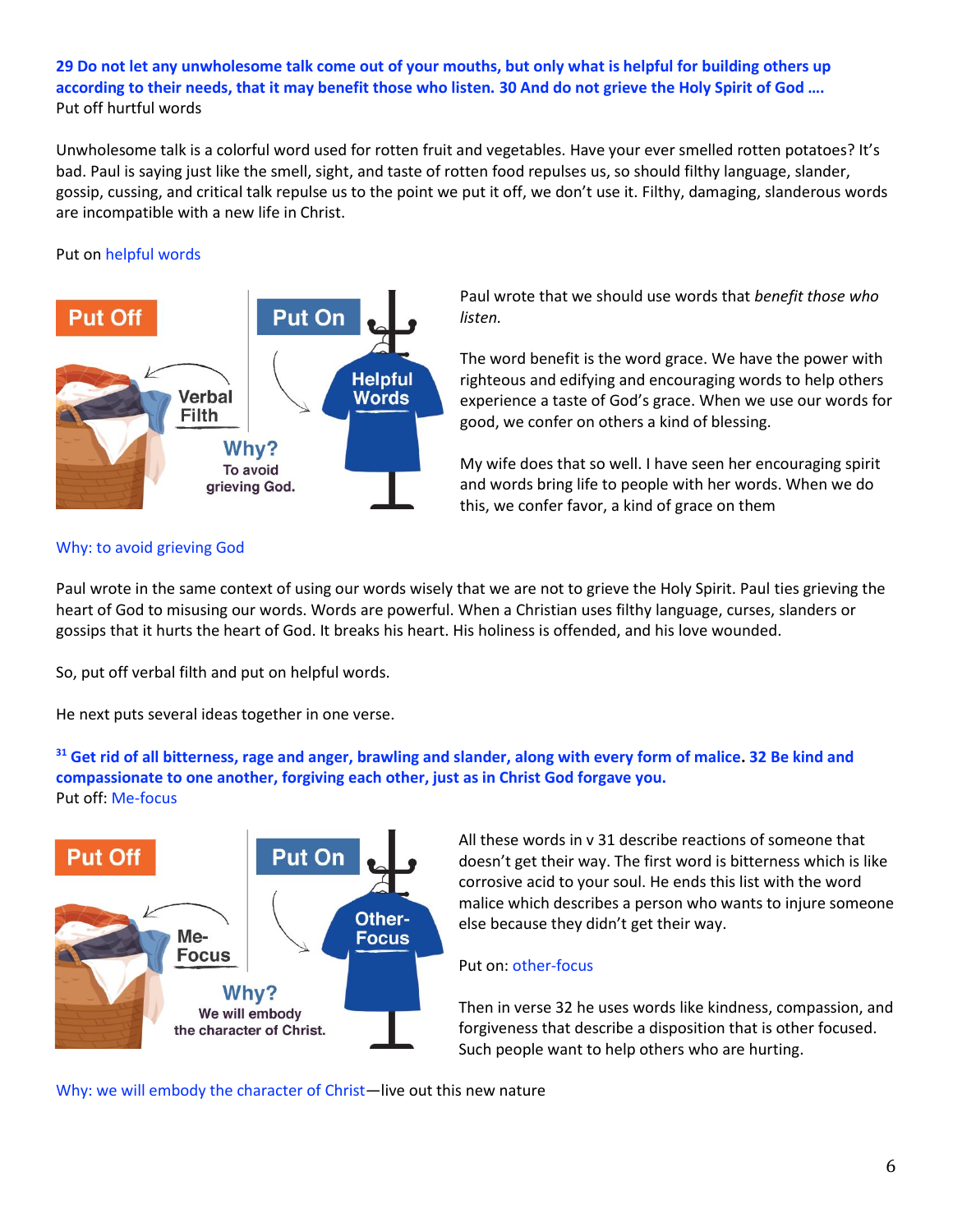**29 Do not let any unwholesome talk come out of your mouths, but only what is helpful for building others up according to their needs, that it may benefit those who listen. 30 And do not grieve the Holy Spirit of God ….**
Put off hurtful words

Unwholesome talk is a colorful word used for rotten fruit and vegetables. Have your ever smelled rotten potatoes? It's bad. Paul is saying just like the smell, sight, and taste of rotten food repulses us, so should filthy language, slander, gossip, cussing, and critical talk repulse us to the point we put it off, we don't use it. Filthy, damaging, slanderous words are incompatible with a new life in Christ.

Put on helpful words

Put Off | Put On
Verbal Filth | Helpful Words
Why? To avoid grieving God.

Paul wrote that we should use words that *benefit those who listen.*

The word benefit is the word grace. We have the power with righteous and edifying and encouraging words to help others experience a taste of God's grace. When we use our words for good, we confer on others a kind of blessing.

My wife does that so well. I have seen her encouraging spirit and words bring life to people with her words. When we do this, we confer favor, a kind of grace on them

Why: to avoid grieving God

Paul wrote in the same context of using our words wisely that we are not to grieve the Holy Spirit. Paul ties grieving the heart of God to misusing our words. Words are powerful. When a Christian uses filthy language, curses, slanders or gossips that it hurts the heart of God. It breaks his heart. His holiness is offended, and his love wounded.

So, put off verbal filth and put on helpful words.

He next puts several ideas together in one verse.

**[31] Get rid of all bitterness, rage and anger, brawling and slander, along with every form of malice. 32 Be kind and compassionate to one another, forgiving each other, just as in Christ God forgave you.**
Put off: Me-focus

Put Off | Put On
Me-Focus | Other-Focus
Why? We will embody the character of Christ.

All these words in v 31 describe reactions of someone that doesn't get their way. The first word is bitterness which is like corrosive acid to your soul. He ends this list with the word malice which describes a person who wants to injure someone else because they didn't get their way.

Put on: other-focus

Then in verse 32 he uses words like kindness, compassion, and forgiveness that describe a disposition that is other focused. Such people want to help others who are hurting.

Why: we will embody the character of Christ—live out this new nature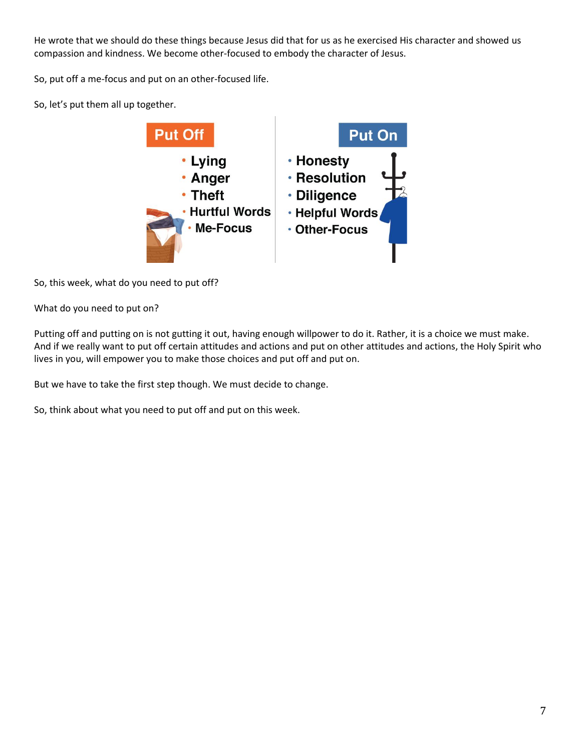He wrote that we should do these things because Jesus did that for us as he exercised His character and showed us compassion and kindness. We become other-focused to embody the character of Jesus.

So, put off a me-focus and put on an other-focused life.

So, let's put them all up together.

**Put Off**

- Lying
- Anger
- Theft
- Hurtful Words
- Me-Focus

**Put On**

- Honesty
- Resolution
- Diligence
- Helpful Words
- Other-Focus

So, this week, what do you need to put off?

What do you need to put on?

Putting off and putting on is not gutting it out, having enough willpower to do it. Rather, it is a choice we must make. And if we really want to put off certain attitudes and actions and put on other attitudes and actions, the Holy Spirit who lives in you, will empower you to make those choices and put off and put on.

But we have to take the first step though. We must decide to change.

So, think about what you need to put off and put on this week.